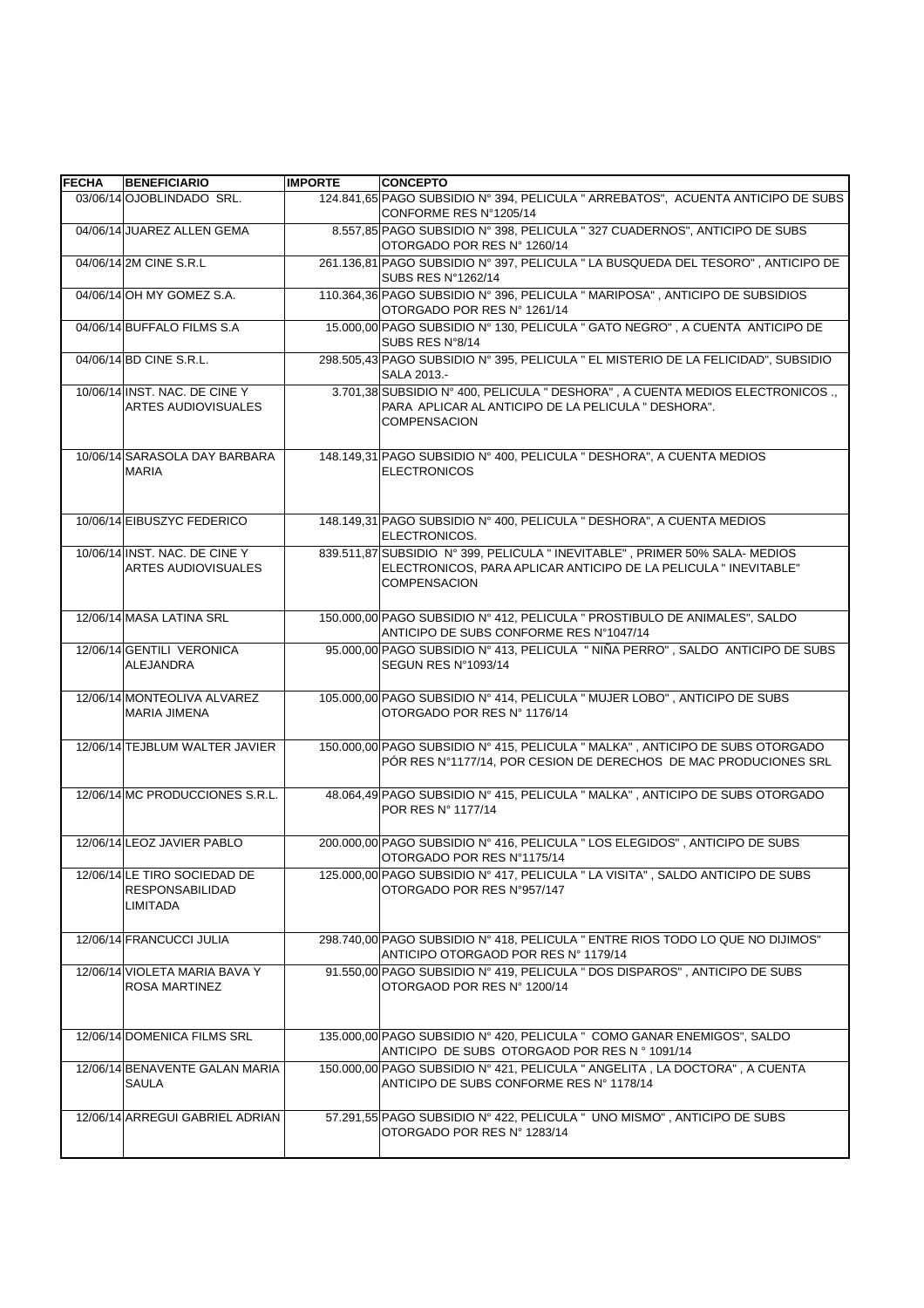| FECHA | BENEFICIARIO | IMPORTE | CONCEPTO |
|---|---|---|---|
| 03/06/14 | OJOBLINDADO SRL. | 124.841,65 | PAGO SUBSIDIO N° 394, PELICULA " ARREBATOS", ACUENTA ANTICIPO DE SUBS CONFORME RES N°1205/14 |
| 04/06/14 | JUAREZ ALLEN GEMA | 8.557,85 | PAGO SUBSIDIO N° 398, PELICULA " 327 CUADERNOS", ANTICIPO DE SUBS OTORGADO POR RES N° 1260/14 |
| 04/06/14 | 2M CINE S.R.L | 261.136,81 | PAGO SUBSIDIO N° 397, PELICULA " LA BUSQUEDA DEL TESORO" , ANTICIPO DE SUBS RES N°1262/14 |
| 04/06/14 | OH MY GOMEZ S.A. | 110.364,36 | PAGO SUBSIDIO N° 396, PELICULA " MARIPOSA" , ANTICIPO DE SUBSIDIOS OTORGADO POR RES N° 1261/14 |
| 04/06/14 | BUFFALO FILMS S.A | 15.000,00 | PAGO SUBSIDIO N° 130, PELICULA " GATO NEGRO" , A CUENTA ANTICIPO DE SUBS RES N°8/14 |
| 04/06/14 | BD CINE S.R.L. | 298.505,43 | PAGO SUBSIDIO N° 395, PELICULA " EL MISTERIO DE LA FELICIDAD", SUBSIDIO SALA 2013.- |
| 10/06/14 | INST. NAC. DE CINE Y ARTES AUDIOVISUALES | 3.701,38 | SUBSIDIO N° 400, PELICULA " DESHORA" , A CUENTA MEDIOS ELECTRONICOS ., PARA APLICAR AL ANTICIPO DE LA PELICULA " DESHORA". COMPENSACION |
| 10/06/14 | SARASOLA DAY BARBARA MARIA | 148.149,31 | PAGO SUBSIDIO N° 400, PELICULA " DESHORA", A CUENTA MEDIOS ELECTRONICOS |
| 10/06/14 | EIBUSZYC FEDERICO | 148.149,31 | PAGO SUBSIDIO N° 400, PELICULA " DESHORA", A CUENTA MEDIOS ELECTRONICOS. |
| 10/06/14 | INST. NAC. DE CINE Y ARTES AUDIOVISUALES | 839.511,87 | SUBSIDIO N° 399, PELICULA " INEVITABLE" , PRIMER 50% SALA- MEDIOS ELECTRONICOS, PARA APLICAR ANTICIPO DE LA PELICULA " INEVITABLE" COMPENSACION |
| 12/06/14 | MASA LATINA SRL | 150.000,00 | PAGO SUBSIDIO N° 412, PELICULA " PROSTIBULO DE ANIMALES", SALDO ANTICIPO DE SUBS CONFORME RES N°1047/14 |
| 12/06/14 | GENTILI VERONICA ALEJANDRA | 95.000,00 | PAGO SUBSIDIO N° 413, PELICULA " NIÑA PERRO" , SALDO ANTICIPO DE SUBS SEGUN RES N°1093/14 |
| 12/06/14 | MONTEOLIVA ALVAREZ MARIA JIMENA | 105.000,00 | PAGO SUBSIDIO N° 414, PELICULA " MUJER LOBO" , ANTICIPO DE SUBS OTORGADO POR RES N° 1176/14 |
| 12/06/14 | TEJBLUM WALTER JAVIER | 150.000,00 | PAGO SUBSIDIO N° 415, PELICULA " MALKA" , ANTICIPO DE SUBS OTORGADO PÓR RES N°1177/14, POR CESION DE DERECHOS DE MAC PRODUCIONES SRL |
| 12/06/14 | MC PRODUCCIONES S.R.L. | 48.064,49 | PAGO SUBSIDIO N° 415, PELICULA " MALKA" , ANTICIPO DE SUBS OTORGADO POR RES N° 1177/14 |
| 12/06/14 | LEOZ JAVIER PABLO | 200.000,00 | PAGO SUBSIDIO N° 416, PELICULA " LOS ELEGIDOS" , ANTICIPO DE SUBS OTORGADO POR RES N°1175/14 |
| 12/06/14 | LE TIRO SOCIEDAD DE RESPONSABILIDAD LIMITADA | 125.000,00 | PAGO SUBSIDIO N° 417, PELICULA " LA VISITA" , SALDO ANTICIPO DE SUBS OTORGADO POR RES N°957/147 |
| 12/06/14 | FRANCUCCI JULIA | 298.740,00 | PAGO SUBSIDIO N° 418, PELICULA " ENTRE RIOS TODO LO QUE NO DIJIMOS" ANTICIPO OTORGAOD POR RES N° 1179/14 |
| 12/06/14 | VIOLETA MARIA BAVA Y ROSA MARTINEZ | 91.550,00 | PAGO SUBSIDIO N° 419, PELICULA " DOS DISPAROS" , ANTICIPO DE SUBS OTORGAOD POR RES N° 1200/14 |
| 12/06/14 | DOMENICA FILMS SRL | 135.000,00 | PAGO SUBSIDIO N° 420, PELICULA " COMO GANAR ENEMIGOS", SALDO ANTICIPO DE SUBS OTORGAOD POR RES N ° 1091/14 |
| 12/06/14 | BENAVENTE GALAN MARIA SAULA | 150.000,00 | PAGO SUBSIDIO N° 421, PELICULA " ANGELITA , LA DOCTORA" , A CUENTA ANTICIPO DE SUBS CONFORME RES N° 1178/14 |
| 12/06/14 | ARREGUI GABRIEL ADRIAN | 57.291,55 | PAGO SUBSIDIO N° 422, PELICULA " UNO MISMO" , ANTICIPO DE SUBS OTORGADO POR RES N° 1283/14 |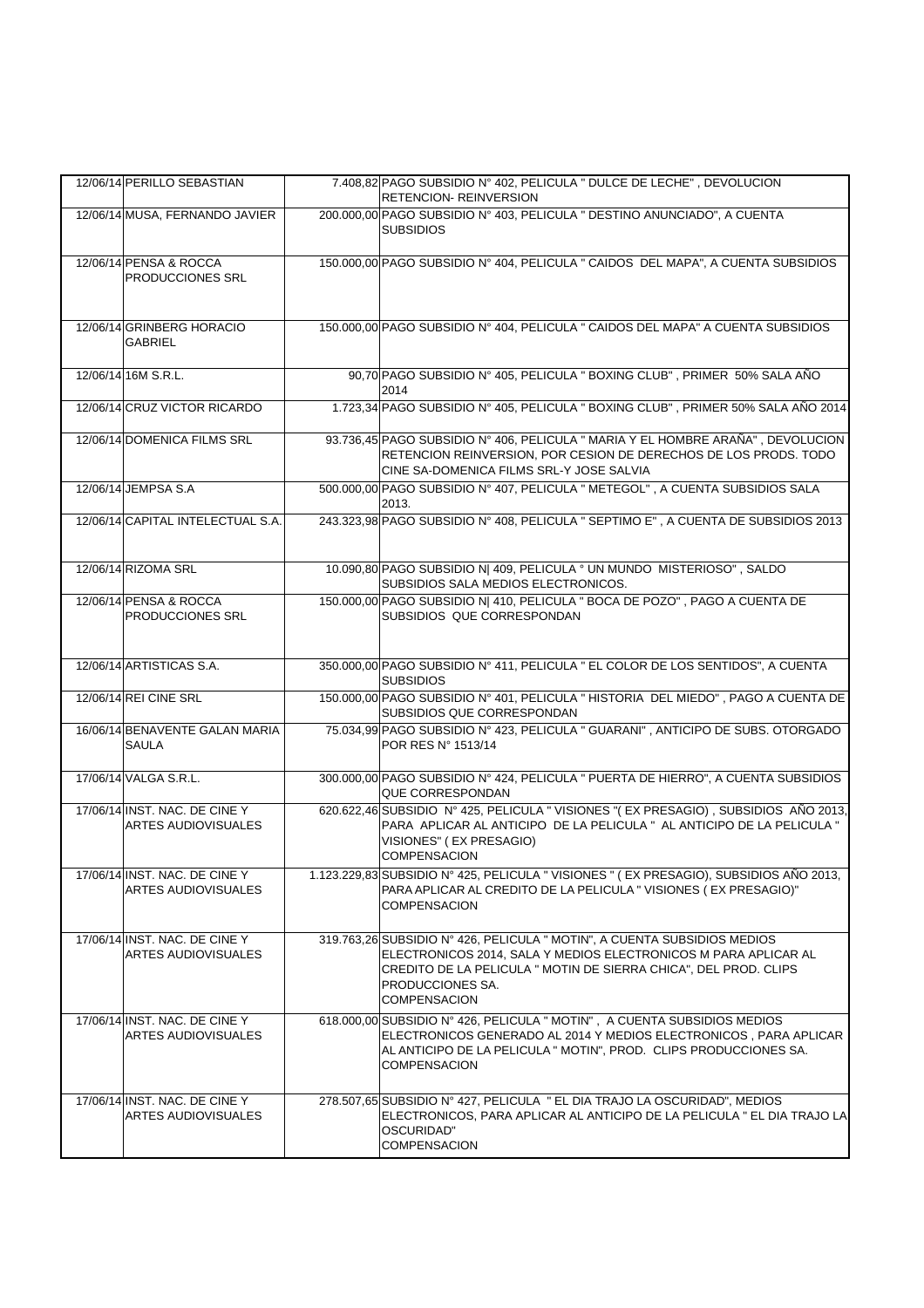| | | | |
|---|---|---|---|
| 12/06/14 | PERILLO SEBASTIAN | 7.408,82 | PAGO SUBSIDIO N° 402, PELICULA " DULCE DE LECHE" , DEVOLUCION RETENCION- REINVERSION |
| 12/06/14 | MUSA, FERNANDO JAVIER | 200.000,00 | PAGO SUBSIDIO N° 403, PELICULA " DESTINO ANUNCIADO", A CUENTA SUBSIDIOS |
| 12/06/14 | PENSA & ROCCA PRODUCCIONES SRL | 150.000,00 | PAGO SUBSIDIO N° 404, PELICULA " CAIDOS DEL MAPA", A CUENTA SUBSIDIOS |
| 12/06/14 | GRINBERG HORACIO GABRIEL | 150.000,00 | PAGO SUBSIDIO N° 404, PELICULA " CAIDOS DEL MAPA" A CUENTA SUBSIDIOS |
| 12/06/14 | 16M S.R.L. | 90,70 | PAGO SUBSIDIO N° 405, PELICULA " BOXING CLUB" , PRIMER 50% SALA AÑO 2014 |
| 12/06/14 | CRUZ VICTOR RICARDO | 1.723,34 | PAGO SUBSIDIO N° 405, PELICULA " BOXING CLUB" , PRIMER 50% SALA AÑO 2014 |
| 12/06/14 | DOMENICA FILMS SRL | 93.736,45 | PAGO SUBSIDIO N° 406, PELICULA " MARIA Y EL HOMBRE ARAÑA" , DEVOLUCION RETENCION REINVERSION, POR CESION DE DERECHOS DE LOS PRODS. TODO CINE SA-DOMENICA FILMS SRL-Y JOSE SALVIA |
| 12/06/14 | JEMPSA S.A | 500.000,00 | PAGO SUBSIDIO N° 407, PELICULA " METEGOL" , A CUENTA SUBSIDIOS SALA 2013. |
| 12/06/14 | CAPITAL INTELECTUAL S.A. | 243.323,98 | PAGO SUBSIDIO N° 408, PELICULA " SEPTIMO E" , A CUENTA DE SUBSIDIOS 2013 |
| 12/06/14 | RIZOMA SRL | 10.090,80 | PAGO SUBSIDIO N\| 409, PELICULA ° UN MUNDO MISTERIOSO" , SALDO SUBSIDIOS SALA MEDIOS ELECTRONICOS. |
| 12/06/14 | PENSA & ROCCA PRODUCCIONES SRL | 150.000,00 | PAGO SUBSIDIO N\| 410, PELICULA " BOCA DE POZO" , PAGO A CUENTA DE SUBSIDIOS QUE CORRESPONDAN |
| 12/06/14 | ARTISTICAS S.A. | 350.000,00 | PAGO SUBSIDIO N° 411, PELICULA " EL COLOR DE LOS SENTIDOS", A CUENTA SUBSIDIOS |
| 12/06/14 | REI CINE SRL | 150.000,00 | PAGO SUBSIDIO N° 401, PELICULA " HISTORIA DEL MIEDO" , PAGO A CUENTA DE SUBSIDIOS QUE CORRESPONDAN |
| 16/06/14 | BENAVENTE GALAN MARIA SAULA | 75.034,99 | PAGO SUBSIDIO N° 423, PELICULA " GUARANI" , ANTICIPO DE SUBS. OTORGADO POR RES N° 1513/14 |
| 17/06/14 | VALGA S.R.L. | 300.000,00 | PAGO SUBSIDIO N° 424, PELICULA " PUERTA DE HIERRO", A CUENTA SUBSIDIOS QUE CORRESPONDAN |
| 17/06/14 | INST. NAC. DE CINE Y ARTES AUDIOVISUALES | 620.622,46 | SUBSIDIO N° 425, PELICULA " VISIONES "( EX PRESAGIO) , SUBSIDIOS AÑO 2013, PARA APLICAR AL ANTICIPO DE LA PELICULA " AL ANTICIPO DE LA PELICULA " VISIONES" ( EX PRESAGIO) COMPENSACION |
| 17/06/14 | INST. NAC. DE CINE Y ARTES AUDIOVISUALES | 1.123.229,83 | SUBSIDIO N° 425, PELICULA " VISIONES " ( EX PRESAGIO), SUBSIDIOS AÑO 2013, PARA APLICAR AL CREDITO DE LA PELICULA " VISIONES ( EX PRESAGIO)" COMPENSACION |
| 17/06/14 | INST. NAC. DE CINE Y ARTES AUDIOVISUALES | 319.763,26 | SUBSIDIO N° 426, PELICULA " MOTIN", A CUENTA SUBSIDIOS MEDIOS ELECTRONICOS 2014, SALA Y MEDIOS ELECTRONICOS M PARA APLICAR AL CREDITO DE LA PELICULA " MOTIN DE SIERRA CHICA", DEL PROD. CLIPS PRODUCCIONES SA. COMPENSACION |
| 17/06/14 | INST. NAC. DE CINE Y ARTES AUDIOVISUALES | 618.000,00 | SUBSIDIO N° 426, PELICULA " MOTIN" , A CUENTA SUBSIDIOS MEDIOS ELECTRONICOS GENERADO AL 2014 Y MEDIOS ELECTRONICOS , PARA APLICAR AL ANTICIPO DE LA PELICULA " MOTIN", PROD. CLIPS PRODUCCIONES SA. COMPENSACION |
| 17/06/14 | INST. NAC. DE CINE Y ARTES AUDIOVISUALES | 278.507,65 | SUBSIDIO N° 427, PELICULA " EL DIA TRAJO LA OSCURIDAD", MEDIOS ELECTRONICOS, PARA APLICAR AL ANTICIPO DE LA PELICULA " EL DIA TRAJO LA OSCURIDAD" COMPENSACION |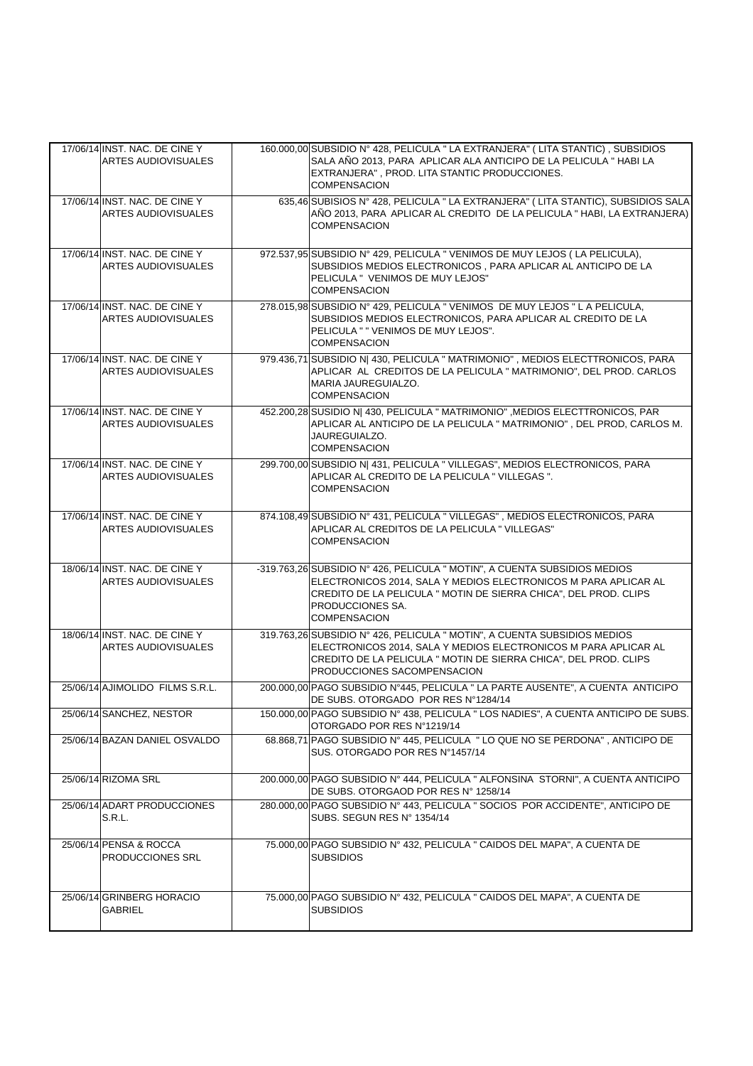| | | | |
|---|---|---|---|
| 17/06/14 | INST. NAC. DE CINE Y ARTES AUDIOVISUALES | 160.000,00 | SUBSIDIO N° 428, PELICULA " LA EXTRANJERA" ( LITA STANTIC) , SUBSIDIOS SALA AÑO 2013, PARA APLICAR ALA ANTICIPO DE LA PELICULA " HABI LA EXTRANJERA" , PROD. LITA STANTIC PRODUCCIONES. COMPENSACION |
| 17/06/14 | INST. NAC. DE CINE Y ARTES AUDIOVISUALES | 635,46 | SUBISIOS N° 428, PELICULA " LA EXTRANJERA" ( LITA STANTIC), SUBSIDIOS SALA AÑO 2013, PARA APLICAR AL CREDITO DE LA PELICULA " HABI, LA EXTRANJERA) COMPENSACION |
| 17/06/14 | INST. NAC. DE CINE Y ARTES AUDIOVISUALES | 972.537,95 | SUBSIDIO N° 429, PELICULA " VENIMOS DE MUY LEJOS ( LA PELICULA), SUBSIDIOS MEDIOS ELECTRONICOS , PARA APLICAR AL ANTICIPO DE LA PELICULA " VENIMOS DE MUY LEJOS" COMPENSACION |
| 17/06/14 | INST. NAC. DE CINE Y ARTES AUDIOVISUALES | 278.015,98 | SUBSIDIO N° 429, PELICULA " VENIMOS DE MUY LEJOS " L A PELICULA, SUBSIDIOS MEDIOS ELECTRONICOS, PARA APLICAR AL CREDITO DE LA PELICULA " " VENIMOS DE MUY LEJOS". COMPENSACION |
| 17/06/14 | INST. NAC. DE CINE Y ARTES AUDIOVISUALES | 979.436,71 | SUBSIDIO N\| 430, PELICULA " MATRIMONIO" , MEDIOS ELECTTRONICOS, PARA APLICAR AL CREDITOS DE LA PELICULA " MATRIMONIO", DEL PROD. CARLOS MARIA JAUREGUIALZO. COMPENSACION |
| 17/06/14 | INST. NAC. DE CINE Y ARTES AUDIOVISUALES | 452.200,28 | SUSIDIO N\| 430, PELICULA " MATRIMONIO" ,MEDIOS ELECTTRONICOS, PAR APLICAR AL ANTICIPO DE LA PELICULA " MATRIMONIO" , DEL PROD, CARLOS M. JAUREGUIALZO. COMPENSACION |
| 17/06/14 | INST. NAC. DE CINE Y ARTES AUDIOVISUALES | 299.700,00 | SUBSIDIO N\| 431, PELICULA " VILLEGAS", MEDIOS ELECTRONICOS, PARA APLICAR AL CREDITO DE LA PELICULA " VILLEGAS ". COMPENSACION |
| 17/06/14 | INST. NAC. DE CINE Y ARTES AUDIOVISUALES | 874.108,49 | SUBSIDIO N° 431, PELICULA " VILLEGAS" , MEDIOS ELECTRONICOS, PARA APLICAR AL CREDITOS DE LA PELICULA " VILLEGAS" COMPENSACION |
| 18/06/14 | INST. NAC. DE CINE Y ARTES AUDIOVISUALES | -319.763,26 | SUBSIDIO N° 426, PELICULA " MOTIN", A CUENTA SUBSIDIOS MEDIOS ELECTRONICOS 2014, SALA Y MEDIOS ELECTRONICOS M PARA APLICAR AL CREDITO DE LA PELICULA " MOTIN DE SIERRA CHICA", DEL PROD. CLIPS PRODUCCIONES SA. COMPENSACION |
| 18/06/14 | INST. NAC. DE CINE Y ARTES AUDIOVISUALES | 319.763,26 | SUBSIDIO N° 426, PELICULA " MOTIN", A CUENTA SUBSIDIOS MEDIOS ELECTRONICOS 2014, SALA Y MEDIOS ELECTRONICOS M PARA APLICAR AL CREDITO DE LA PELICULA " MOTIN DE SIERRA CHICA", DEL PROD. CLIPS PRODUCCIONES SACOMPENSACION |
| 25/06/14 | AJIMOLIDO FILMS S.R.L. | 200.000,00 | PAGO SUBSIDIO N°445, PELICULA " LA PARTE AUSENTE", A CUENTA ANTICIPO DE SUBS. OTORGADO POR RES N°1284/14 |
| 25/06/14 | SANCHEZ, NESTOR | 150.000,00 | PAGO SUBSIDIO N° 438, PELICULA " LOS NADIES", A CUENTA ANTICIPO DE SUBS. OTORGADO POR RES N°1219/14 |
| 25/06/14 | BAZAN DANIEL OSVALDO | 68.868,71 | PAGO SUBSIDIO N° 445, PELICULA " LO QUE NO SE PERDONA" , ANTICIPO DE SUS. OTORGADO POR RES N°1457/14 |
| 25/06/14 | RIZOMA SRL | 200.000,00 | PAGO SUBSIDIO N° 444, PELICULA " ALFONSINA STORNI", A CUENTA ANTICIPO DE SUBS. OTORGAOD POR RES N° 1258/14 |
| 25/06/14 | ADART PRODUCCIONES S.R.L. | 280.000,00 | PAGO SUBSIDIO N° 443, PELICULA " SOCIOS POR ACCIDENTE", ANTICIPO DE SUBS. SEGUN RES N° 1354/14 |
| 25/06/14 | PENSA & ROCCA PRODUCCIONES SRL | 75.000,00 | PAGO SUBSIDIO N° 432, PELICULA " CAIDOS DEL MAPA", A CUENTA DE SUBSIDIOS |
| 25/06/14 | GRINBERG HORACIO GABRIEL | 75.000,00 | PAGO SUBSIDIO N° 432, PELICULA " CAIDOS DEL MAPA", A CUENTA DE SUBSIDIOS |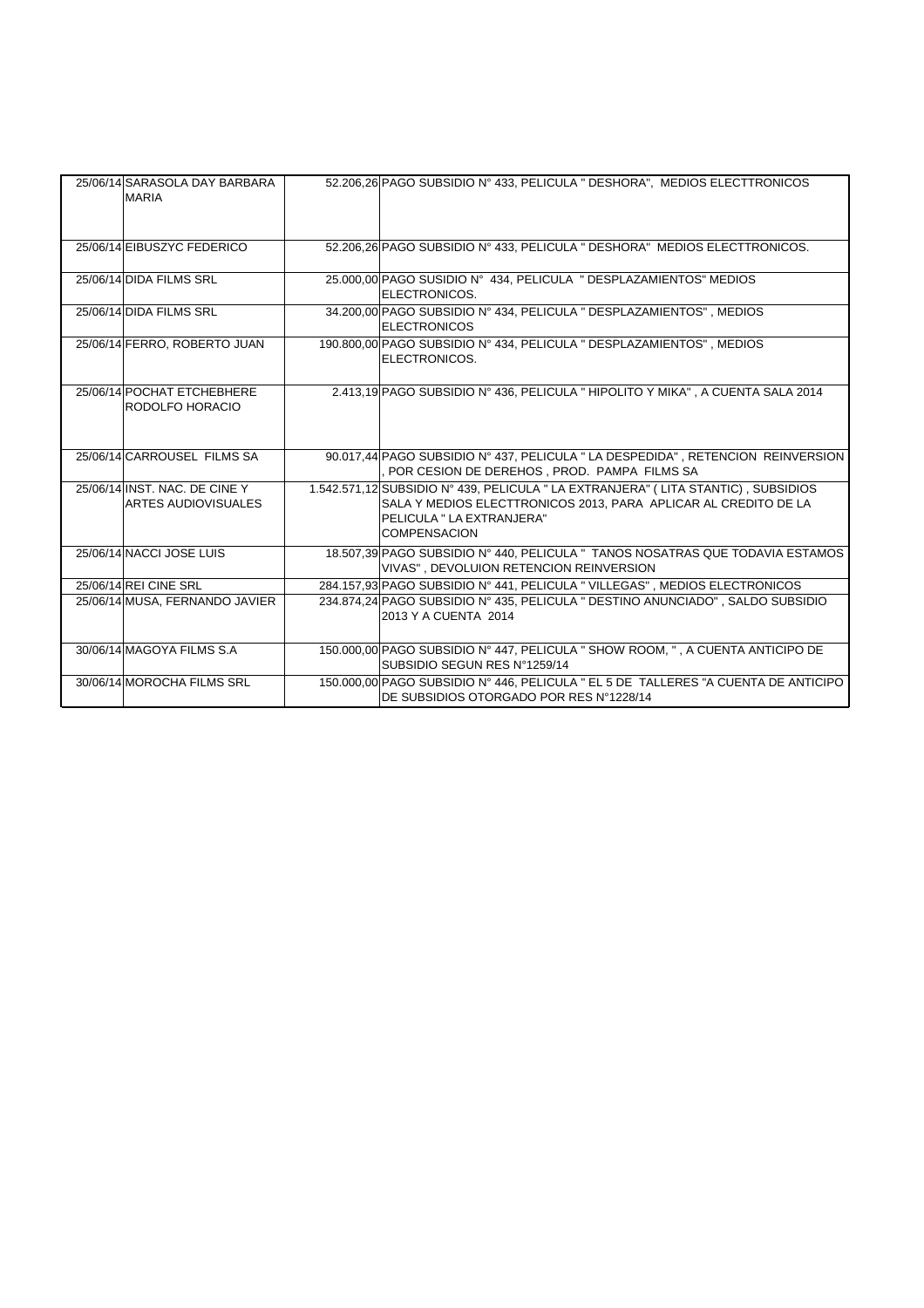| | | | |
|---|---|---|---|
| 25/06/14 | SARASOLA DAY BARBARA MARIA | 52.206,26 | PAGO SUBSIDIO N° 433, PELICULA " DESHORA", MEDIOS ELECTTRONICOS |
| 25/06/14 | EIBUSZYC FEDERICO | 52.206,26 | PAGO SUBSIDIO N° 433, PELICULA " DESHORA" MEDIOS ELECTTRONICOS. |
| 25/06/14 | DIDA FILMS SRL | 25.000,00 | PAGO SUSIDIO N° 434, PELICULA " DESPLAZAMIENTOS" MEDIOS ELECTRONICOS. |
| 25/06/14 | DIDA FILMS SRL | 34.200,00 | PAGO SUBSIDIO N° 434, PELICULA " DESPLAZAMIENTOS" , MEDIOS ELECTRONICOS |
| 25/06/14 | FERRO, ROBERTO JUAN | 190.800,00 | PAGO SUBSIDIO N° 434, PELICULA " DESPLAZAMIENTOS" , MEDIOS ELECTRONICOS. |
| 25/06/14 | POCHAT ETCHEBHERE RODOLFO HORACIO | 2.413,19 | PAGO SUBSIDIO N° 436, PELICULA " HIPOLITO Y MIKA" , A CUENTA SALA 2014 |
| 25/06/14 | CARROUSEL FILMS SA | 90.017,44 | PAGO SUBSIDIO N° 437, PELICULA " LA DESPEDIDA" , RETENCION REINVERSION , POR CESION DE DEREHOS , PROD. PAMPA FILMS SA |
| 25/06/14 | INST. NAC. DE CINE Y ARTES AUDIOVISUALES | 1.542.571,12 | SUBSIDIO N° 439, PELICULA " LA EXTRANJERA" ( LITA STANTIC) , SUBSIDIOS SALA Y MEDIOS ELECTTRONICOS 2013, PARA APLICAR AL CREDITO DE LA PELICULA " LA EXTRANJERA" COMPENSACION |
| 25/06/14 | NACCI JOSE LUIS | 18.507,39 | PAGO SUBSIDIO N° 440, PELICULA " TANOS NOSATRAS QUE TODAVIA ESTAMOS VIVAS" , DEVOLUION RETENCION REINVERSION |
| 25/06/14 | REI CINE SRL | 284.157,93 | PAGO SUBSIDIO N° 441, PELICULA " VILLEGAS" , MEDIOS ELECTRONICOS |
| 25/06/14 | MUSA, FERNANDO JAVIER | 234.874,24 | PAGO SUBSIDIO N° 435, PELICULA " DESTINO ANUNCIADO" , SALDO SUBSIDIO 2013 Y A CUENTA 2014 |
| 30/06/14 | MAGOYA FILMS S.A | 150.000,00 | PAGO SUBSIDIO N° 447, PELICULA " SHOW ROOM, " , A CUENTA ANTICIPO DE SUBSIDIO SEGUN RES N°1259/14 |
| 30/06/14 | MOROCHA FILMS SRL | 150.000,00 | PAGO SUBSIDIO N° 446, PELICULA " EL 5 DE TALLERES "A CUENTA DE ANTICIPO DE SUBSIDIOS OTORGADO POR RES N°1228/14 |